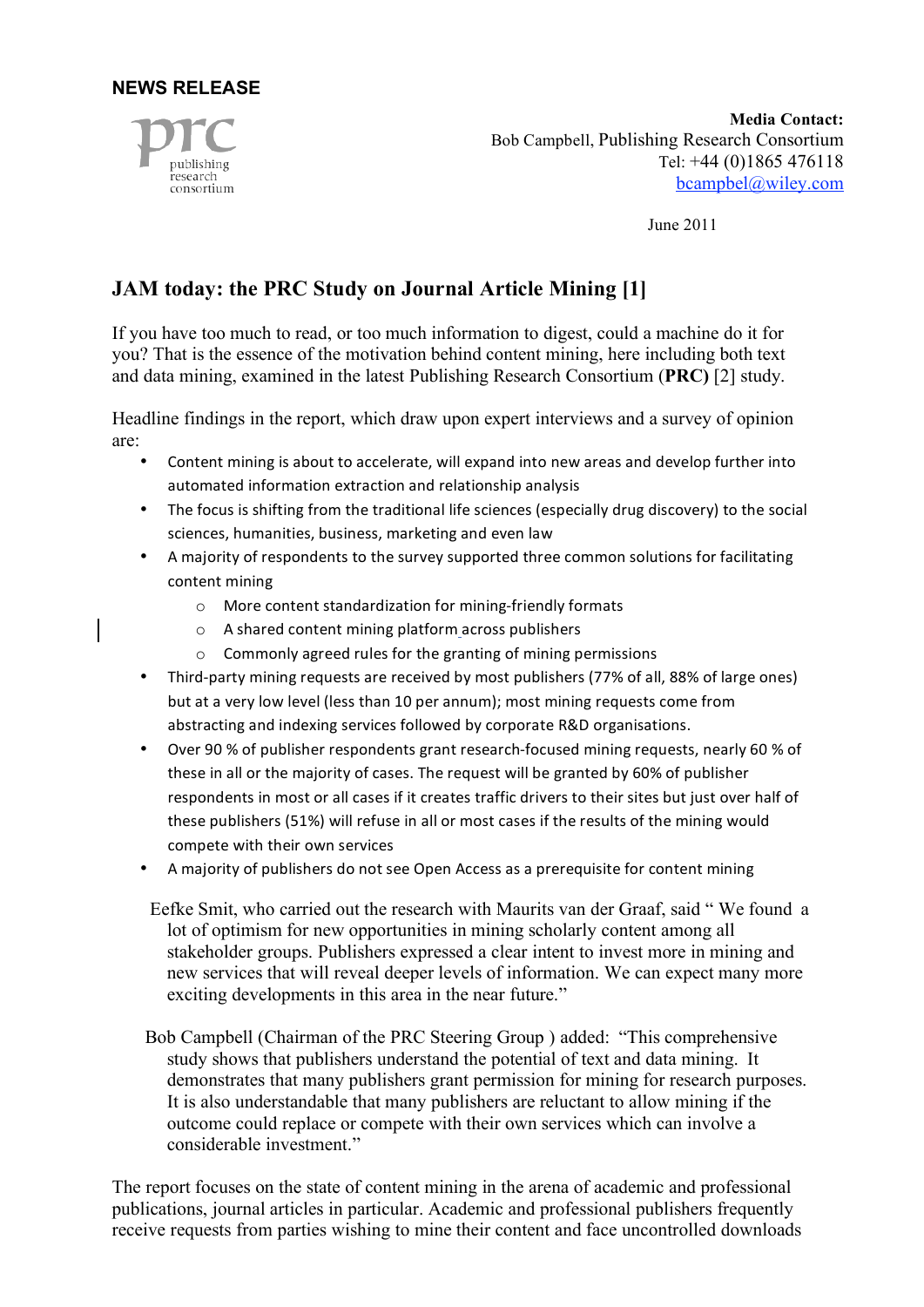**NEWS RELEASE**

prc publishing research consortium

**Media Contact:**
Bob Campbell, Publishing Research Consortium
Tel: +44 (0)1865 476118
bcampbel@wiley.com

June 2011

## JAM today: the PRC Study on Journal Article Mining [1]

If you have too much to read, or too much information to digest, could a machine do it for you? That is the essence of the motivation behind content mining, here including both text and data mining, examined in the latest Publishing Research Consortium (**PRC)** [2] study.

Headline findings in the report, which draw upon expert interviews and a survey of opinion are:

- Content mining is about to accelerate, will expand into new areas and develop further into automated information extraction and relationship analysis
- The focus is shifting from the traditional life sciences (especially drug discovery) to the social sciences, humanities, business, marketing and even law
- A majority of respondents to the survey supported three common solutions for facilitating content mining
    - More content standardization for mining-friendly formats
    - A shared content mining platform across publishers
    - Commonly agreed rules for the granting of mining permissions
- Third-party mining requests are received by most publishers (77% of all, 88% of large ones) but at a very low level (less than 10 per annum); most mining requests come from abstracting and indexing services followed by corporate R&D organisations.
- Over 90 % of publisher respondents grant research-focused mining requests, nearly 60 % of these in all or the majority of cases. The request will be granted by 60% of publisher respondents in most or all cases if it creates traffic drivers to their sites but just over half of these publishers (51%) will refuse in all or most cases if the results of the mining would compete with their own services
- A majority of publishers do not see Open Access as a prerequisite for content mining

Eefke Smit, who carried out the research with Maurits van der Graaf, said " We found a lot of optimism for new opportunities in mining scholarly content among all stakeholder groups. Publishers expressed a clear intent to invest more in mining and new services that will reveal deeper levels of information. We can expect many more exciting developments in this area in the near future."

Bob Campbell (Chairman of the PRC Steering Group ) added: "This comprehensive study shows that publishers understand the potential of text and data mining. It demonstrates that many publishers grant permission for mining for research purposes. It is also understandable that many publishers are reluctant to allow mining if the outcome could replace or compete with their own services which can involve a considerable investment."

The report focuses on the state of content mining in the arena of academic and professional publications, journal articles in particular. Academic and professional publishers frequently receive requests from parties wishing to mine their content and face uncontrolled downloads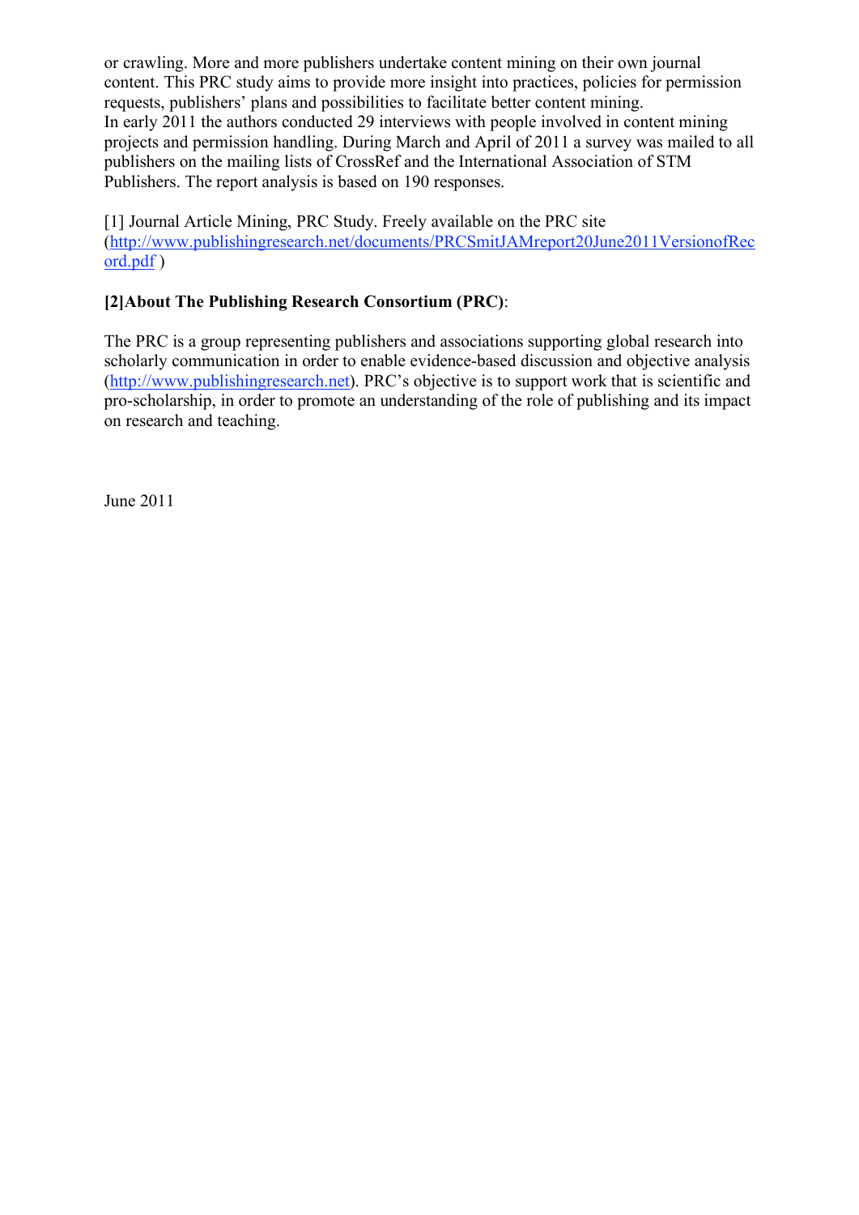or crawling. More and more publishers undertake content mining on their own journal content. This PRC study aims to provide more insight into practices, policies for permission requests, publishers' plans and possibilities to facilitate better content mining.
In early 2011 the authors conducted 29 interviews with people involved in content mining projects and permission handling. During March and April of 2011 a survey was mailed to all publishers on the mailing lists of CrossRef and the International Association of STM Publishers. The report analysis is based on 190 responses.

[1] Journal Article Mining, PRC Study. Freely available on the PRC site (http://www.publishingresearch.net/documents/PRCSmitJAMreport20June2011VersionofRecord.pdf )

**[2]About The Publishing Research Consortium (PRC)**:

The PRC is a group representing publishers and associations supporting global research into scholarly communication in order to enable evidence-based discussion and objective analysis (http://www.publishingresearch.net). PRC's objective is to support work that is scientific and pro-scholarship, in order to promote an understanding of the role of publishing and its impact on research and teaching.

June 2011